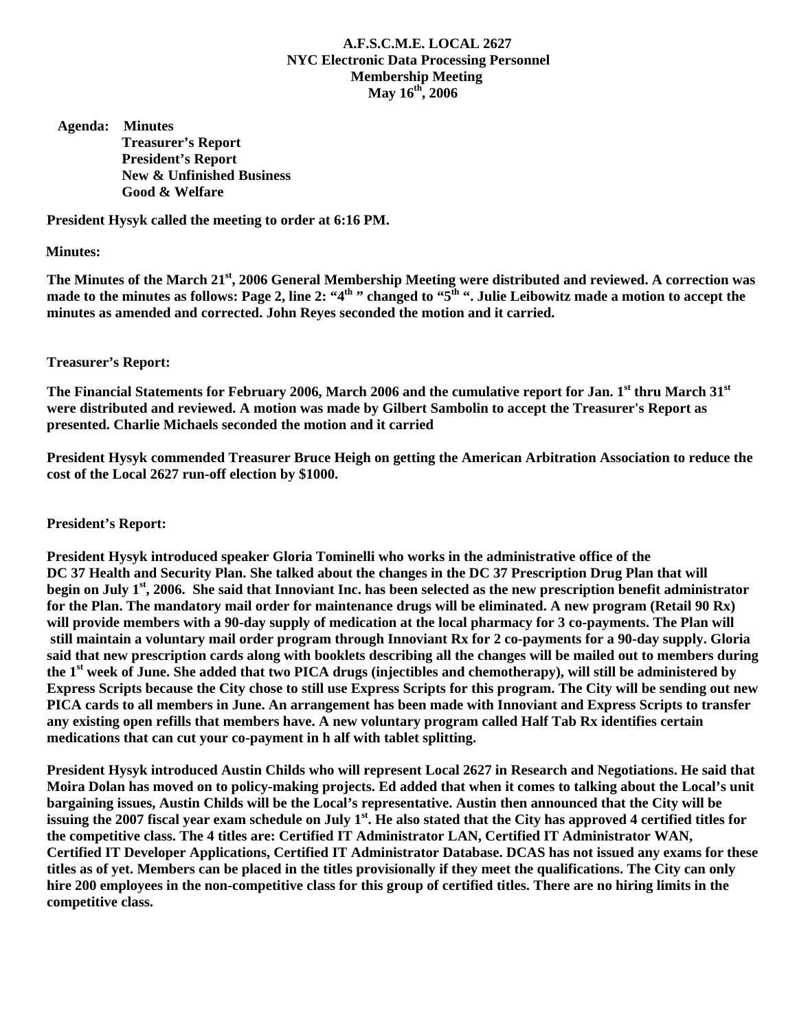# A.F.S.C.M.E. LOCAL 2627
## NYC Electronic Data Processing Personnel
## Membership Meeting
## May 16th, 2006

**Agenda:** **Minutes**
**Treasurer's Report**
**President's Report**
**New & Unfinished Business**
**Good & Welfare**

**President Hysyk called the meeting to order at 6:16 PM.**

**Minutes:**

**The Minutes of the March 21st, 2006 General Membership Meeting were distributed and reviewed. A correction was made to the minutes as follows: Page 2, line 2: "4th " changed to "5th ". Julie Leibowitz made a motion to accept the minutes as amended and corrected. John Reyes seconded the motion and it carried.**

**Treasurer's Report:**

**The Financial Statements for February 2006, March 2006 and the cumulative report for Jan. 1st thru March 31st were distributed and reviewed. A motion was made by Gilbert Sambolin to accept the Treasurer's Report as presented. Charlie Michaels seconded the motion and it carried**

**President Hysyk commended Treasurer Bruce Heigh on getting the American Arbitration Association to reduce the cost of the Local 2627 run-off election by $1000.**

**President's Report:**

**President Hysyk introduced speaker Gloria Tominelli who works in the administrative office of the DC 37 Health and Security Plan. She talked about the changes in the DC 37 Prescription Drug Plan that will begin on July 1st, 2006. She said that Innoviant Inc. has been selected as the new prescription benefit administrator for the Plan. The mandatory mail order for maintenance drugs will be eliminated. A new program (Retail 90 Rx) will provide members with a 90-day supply of medication at the local pharmacy for 3 co-payments. The Plan will still maintain a voluntary mail order program through Innoviant Rx for 2 co-payments for a 90-day supply. Gloria said that new prescription cards along with booklets describing all the changes will be mailed out to members during the 1st week of June. She added that two PICA drugs (injectibles and chemotherapy), will still be administered by Express Scripts because the City chose to still use Express Scripts for this program. The City will be sending out new PICA cards to all members in June. An arrangement has been made with Innoviant and Express Scripts to transfer any existing open refills that members have. A new voluntary program called Half Tab Rx identifies certain medications that can cut your co-payment in h alf with tablet splitting.**

**President Hysyk introduced Austin Childs who will represent Local 2627 in Research and Negotiations. He said that Moira Dolan has moved on to policy-making projects. Ed added that when it comes to talking about the Local's unit bargaining issues, Austin Childs will be the Local's representative. Austin then announced that the City will be issuing the 2007 fiscal year exam schedule on July 1st. He also stated that the City has approved 4 certified titles for the competitive class. The 4 titles are: Certified IT Administrator LAN, Certified IT Administrator WAN, Certified IT Developer Applications, Certified IT Administrator Database. DCAS has not issued any exams for these titles as of yet. Members can be placed in the titles provisionally if they meet the qualifications. The City can only hire 200 employees in the non-competitive class for this group of certified titles. There are no hiring limits in the competitive class.**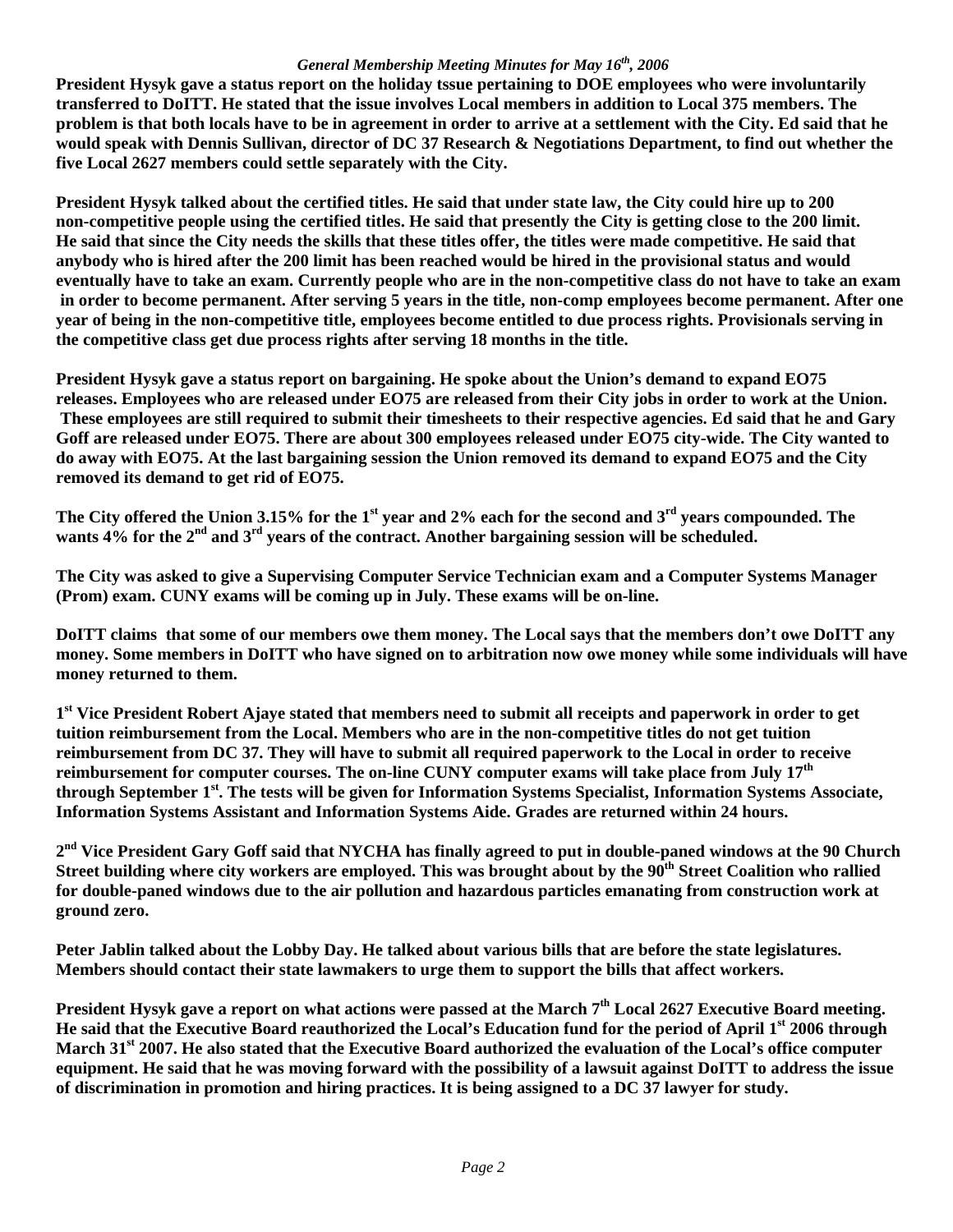*General Membership Meeting Minutes for May 16th, 2006*

**President Hysyk gave a status report on the holiday tssue pertaining to DOE employees who were involuntarily transferred to DoITT. He stated that the issue involves Local members in addition to Local 375 members. The problem is that both locals have to be in agreement in order to arrive at a settlement with the City. Ed said that he would speak with Dennis Sullivan, director of DC 37 Research & Negotiations Department, to find out whether the five Local 2627 members could settle separately with the City.**

**President Hysyk talked about the certified titles. He said that under state law, the City could hire up to 200 non-competitive people using the certified titles. He said that presently the City is getting close to the 200 limit. He said that since the City needs the skills that these titles offer, the titles were made competitive. He said that anybody who is hired after the 200 limit has been reached would be hired in the provisional status and would eventually have to take an exam. Currently people who are in the non-competitive class do not have to take an exam in order to become permanent. After serving 5 years in the title, non-comp employees become permanent. After one year of being in the non-competitive title, employees become entitled to due process rights. Provisionals serving in the competitive class get due process rights after serving 18 months in the title.**

**President Hysyk gave a status report on bargaining. He spoke about the Union's demand to expand EO75 releases. Employees who are released under EO75 are released from their City jobs in order to work at the Union. These employees are still required to submit their timesheets to their respective agencies. Ed said that he and Gary Goff are released under EO75. There are about 300 employees released under EO75 city-wide. The City wanted to do away with EO75. At the last bargaining session the Union removed its demand to expand EO75 and the City removed its demand to get rid of EO75.**

**The City offered the Union 3.15% for the 1st year and 2% each for the second and 3rd years compounded. The wants 4% for the 2nd and 3rd years of the contract. Another bargaining session will be scheduled.**

**The City was asked to give a Supervising Computer Service Technician exam and a Computer Systems Manager (Prom) exam. CUNY exams will be coming up in July. These exams will be on-line.**

**DoITT claims that some of our members owe them money. The Local says that the members don't owe DoITT any money. Some members in DoITT who have signed on to arbitration now owe money while some individuals will have money returned to them.**

**1st Vice President Robert Ajaye stated that members need to submit all receipts and paperwork in order to get tuition reimbursement from the Local. Members who are in the non-competitive titles do not get tuition reimbursement from DC 37. They will have to submit all required paperwork to the Local in order to receive reimbursement for computer courses. The on-line CUNY computer exams will take place from July 17th through September 1st. The tests will be given for Information Systems Specialist, Information Systems Associate, Information Systems Assistant and Information Systems Aide. Grades are returned within 24 hours.**

**2nd Vice President Gary Goff said that NYCHA has finally agreed to put in double-paned windows at the 90 Church Street building where city workers are employed. This was brought about by the 90th Street Coalition who rallied for double-paned windows due to the air pollution and hazardous particles emanating from construction work at ground zero.**

**Peter Jablin talked about the Lobby Day. He talked about various bills that are before the state legislatures. Members should contact their state lawmakers to urge them to support the bills that affect workers.**

**President Hysyk gave a report on what actions were passed at the March 7th Local 2627 Executive Board meeting. He said that the Executive Board reauthorized the Local's Education fund for the period of April 1st 2006 through March 31st 2007. He also stated that the Executive Board authorized the evaluation of the Local's office computer equipment. He said that he was moving forward with the possibility of a lawsuit against DoITT to address the issue of discrimination in promotion and hiring practices. It is being assigned to a DC 37 lawyer for study.**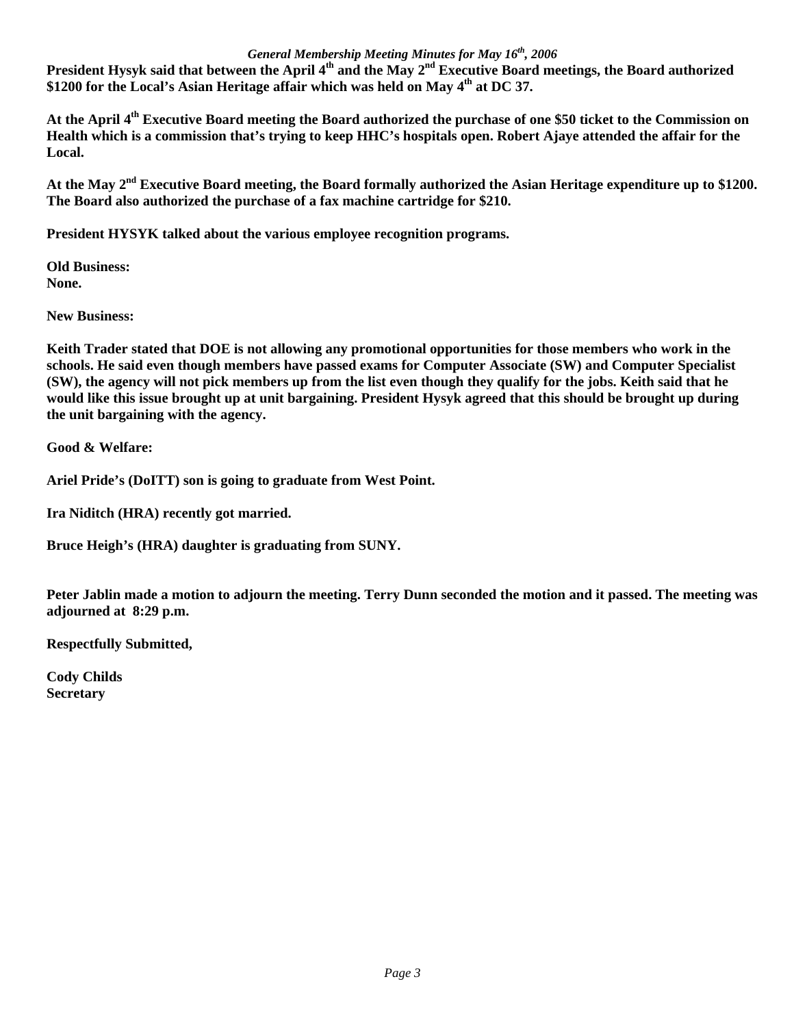President Hysyk said that between the April 4th and the May 2nd Executive Board meetings, the Board authorized $1200 for the Local's Asian Heritage affair which was held on May 4th at DC 37.

At the April 4th Executive Board meeting the Board authorized the purchase of one $50 ticket to the Commission on Health which is a commission that's trying to keep HHC's hospitals open. Robert Ajaye attended the affair for the Local.

At the May 2nd Executive Board meeting, the Board formally authorized the Asian Heritage expenditure up to $1200. The Board also authorized the purchase of a fax machine cartridge for $210.

President HYSYK talked about the various employee recognition programs.

**Old Business:**
None.

**New Business:**

Keith Trader stated that DOE is not allowing any promotional opportunities for those members who work in the schools. He said even though members have passed exams for Computer Associate (SW) and Computer Specialist (SW), the agency will not pick members up from the list even though they qualify for the jobs. Keith said that he would like this issue brought up at unit bargaining. President Hysyk agreed that this should be brought up during the unit bargaining with the agency.

**Good & Welfare:**

Ariel Pride's (DoITT) son is going to graduate from West Point.

Ira Niditch (HRA) recently got married.

Bruce Heigh's (HRA) daughter is graduating from SUNY.

Peter Jablin made a motion to adjourn the meeting. Terry Dunn seconded the motion and it passed. The meeting was adjourned at 8:29 p.m.

Respectfully Submitted,

Cody Childs
Secretary